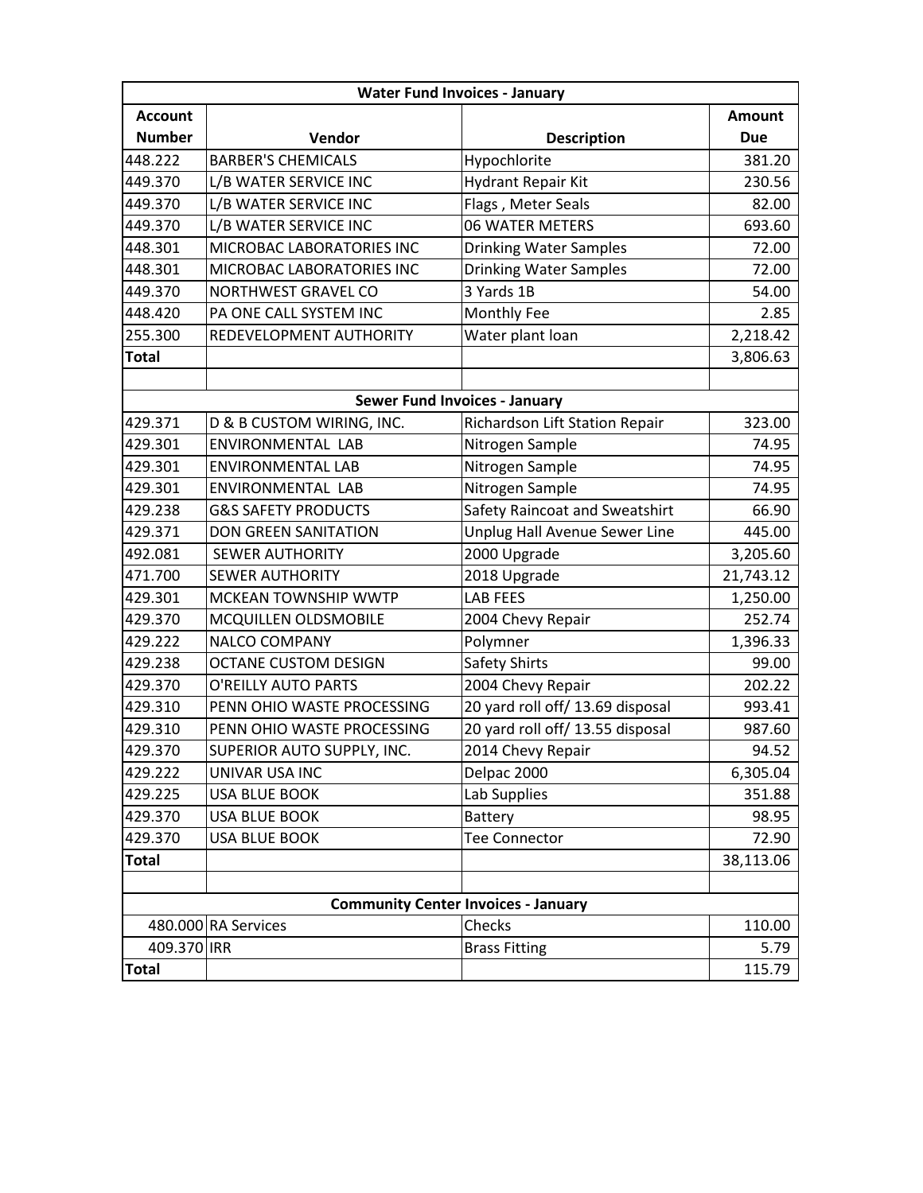| Water Fund Invoices - January | | | |
|---|---|---|---|
| **Account Number** | **Vendor** | **Description** | **Amount Due** |
| 448.222 | BARBER'S CHEMICALS | Hypochlorite | 381.20 |
| 449.370 | L/B WATER SERVICE INC | Hydrant Repair Kit | 230.56 |
| 449.370 | L/B WATER SERVICE INC | Flags , Meter Seals | 82.00 |
| 449.370 | L/B WATER SERVICE INC | 06 WATER METERS | 693.60 |
| 448.301 | MICROBAC LABORATORIES INC | Drinking Water Samples | 72.00 |
| 448.301 | MICROBAC LABORATORIES INC | Drinking Water Samples | 72.00 |
| 449.370 | NORTHWEST GRAVEL CO | 3 Yards 1B | 54.00 |
| 448.420 | PA ONE CALL SYSTEM INC | Monthly Fee | 2.85 |
| 255.300 | REDEVELOPMENT AUTHORITY | Water plant loan | 2,218.42 |
| **Total** | | | 3,806.63 |

| Sewer Fund Invoices - January | | | |
|---|---|---|---|
| 429.371 | D & B CUSTOM WIRING, INC. | Richardson Lift Station Repair | 323.00 |
| 429.301 | ENVIRONMENTAL LAB | Nitrogen Sample | 74.95 |
| 429.301 | ENVIRONMENTAL LAB | Nitrogen Sample | 74.95 |
| 429.301 | ENVIRONMENTAL LAB | Nitrogen Sample | 74.95 |
| 429.238 | G&S SAFETY PRODUCTS | Safety Raincoat and Sweatshirt | 66.90 |
| 429.371 | DON GREEN SANITATION | Unplug Hall Avenue Sewer Line | 445.00 |
| 492.081 | SEWER AUTHORITY | 2000 Upgrade | 3,205.60 |
| 471.700 | SEWER AUTHORITY | 2018 Upgrade | 21,743.12 |
| 429.301 | MCKEAN TOWNSHIP WWTP | LAB FEES | 1,250.00 |
| 429.370 | MCQUILLEN OLDSMOBILE | 2004 Chevy Repair | 252.74 |
| 429.222 | NALCO COMPANY | Polymner | 1,396.33 |
| 429.238 | OCTANE CUSTOM DESIGN | Safety Shirts | 99.00 |
| 429.370 | O'REILLY AUTO PARTS | 2004 Chevy Repair | 202.22 |
| 429.310 | PENN OHIO WASTE PROCESSING | 20 yard roll off/ 13.69 disposal | 993.41 |
| 429.310 | PENN OHIO WASTE PROCESSING | 20 yard roll off/ 13.55 disposal | 987.60 |
| 429.370 | SUPERIOR AUTO SUPPLY, INC. | 2014 Chevy Repair | 94.52 |
| 429.222 | UNIVAR USA INC | Delpac 2000 | 6,305.04 |
| 429.225 | USA BLUE BOOK | Lab Supplies | 351.88 |
| 429.370 | USA BLUE BOOK | Battery | 98.95 |
| 429.370 | USA BLUE BOOK | Tee Connector | 72.90 |
| **Total** | | | 38,113.06 |

| Community Center Invoices - January | | | |
|---|---|---|---|
| 480.000 | RA Services | Checks | 110.00 |
| 409.370 | IRR | Brass Fitting | 5.79 |
| **Total** | | | 115.79 |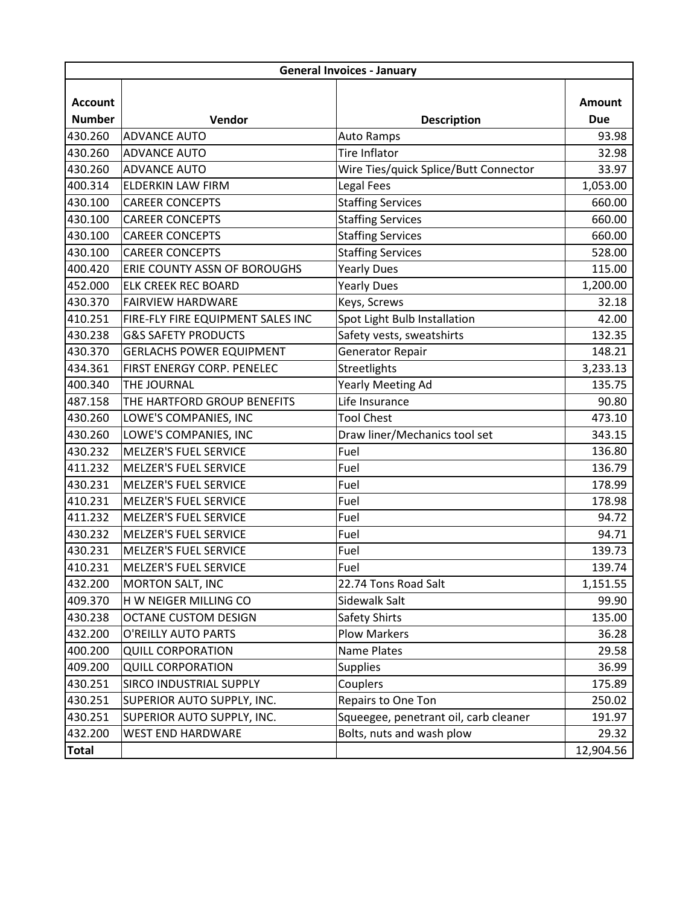| General Invoices - January | | | |
|---|---|---|---|
| Account Number | Vendor | Description | Amount Due |
| 430.260 | ADVANCE AUTO | Auto Ramps | 93.98 |
| 430.260 | ADVANCE AUTO | Tire Inflator | 32.98 |
| 430.260 | ADVANCE AUTO | Wire Ties/quick Splice/Butt Connector | 33.97 |
| 400.314 | ELDERKIN LAW FIRM | Legal Fees | 1,053.00 |
| 430.100 | CAREER CONCEPTS | Staffing Services | 660.00 |
| 430.100 | CAREER CONCEPTS | Staffing Services | 660.00 |
| 430.100 | CAREER CONCEPTS | Staffing Services | 660.00 |
| 430.100 | CAREER CONCEPTS | Staffing Services | 528.00 |
| 400.420 | ERIE COUNTY ASSN OF BOROUGHS | Yearly Dues | 115.00 |
| 452.000 | ELK CREEK REC BOARD | Yearly Dues | 1,200.00 |
| 430.370 | FAIRVIEW HARDWARE | Keys, Screws | 32.18 |
| 410.251 | FIRE-FLY FIRE EQUIPMENT SALES INC | Spot Light Bulb Installation | 42.00 |
| 430.238 | G&S SAFETY PRODUCTS | Safety vests, sweatshirts | 132.35 |
| 430.370 | GERLACHS POWER EQUIPMENT | Generator Repair | 148.21 |
| 434.361 | FIRST ENERGY CORP. PENELEC | Streetlights | 3,233.13 |
| 400.340 | THE JOURNAL | Yearly Meeting Ad | 135.75 |
| 487.158 | THE HARTFORD GROUP BENEFITS | Life Insurance | 90.80 |
| 430.260 | LOWE'S COMPANIES, INC | Tool Chest | 473.10 |
| 430.260 | LOWE'S COMPANIES, INC | Draw liner/Mechanics tool set | 343.15 |
| 430.232 | MELZER'S FUEL SERVICE | Fuel | 136.80 |
| 411.232 | MELZER'S FUEL SERVICE | Fuel | 136.79 |
| 430.231 | MELZER'S FUEL SERVICE | Fuel | 178.99 |
| 410.231 | MELZER'S FUEL SERVICE | Fuel | 178.98 |
| 411.232 | MELZER'S FUEL SERVICE | Fuel | 94.72 |
| 430.232 | MELZER'S FUEL SERVICE | Fuel | 94.71 |
| 430.231 | MELZER'S FUEL SERVICE | Fuel | 139.73 |
| 410.231 | MELZER'S FUEL SERVICE | Fuel | 139.74 |
| 432.200 | MORTON SALT, INC | 22.74 Tons Road Salt | 1,151.55 |
| 409.370 | H W NEIGER MILLING CO | Sidewalk Salt | 99.90 |
| 430.238 | OCTANE CUSTOM DESIGN | Safety Shirts | 135.00 |
| 432.200 | O'REILLY AUTO PARTS | Plow Markers | 36.28 |
| 400.200 | QUILL CORPORATION | Name Plates | 29.58 |
| 409.200 | QUILL CORPORATION | Supplies | 36.99 |
| 430.251 | SIRCO INDUSTRIAL SUPPLY | Couplers | 175.89 |
| 430.251 | SUPERIOR AUTO SUPPLY, INC. | Repairs to One Ton | 250.02 |
| 430.251 | SUPERIOR AUTO SUPPLY, INC. | Squeegee, penetrant oil, carb cleaner | 191.97 |
| 432.200 | WEST END HARDWARE | Bolts, nuts and wash plow | 29.32 |
| **Total** | | | 12,904.56 |